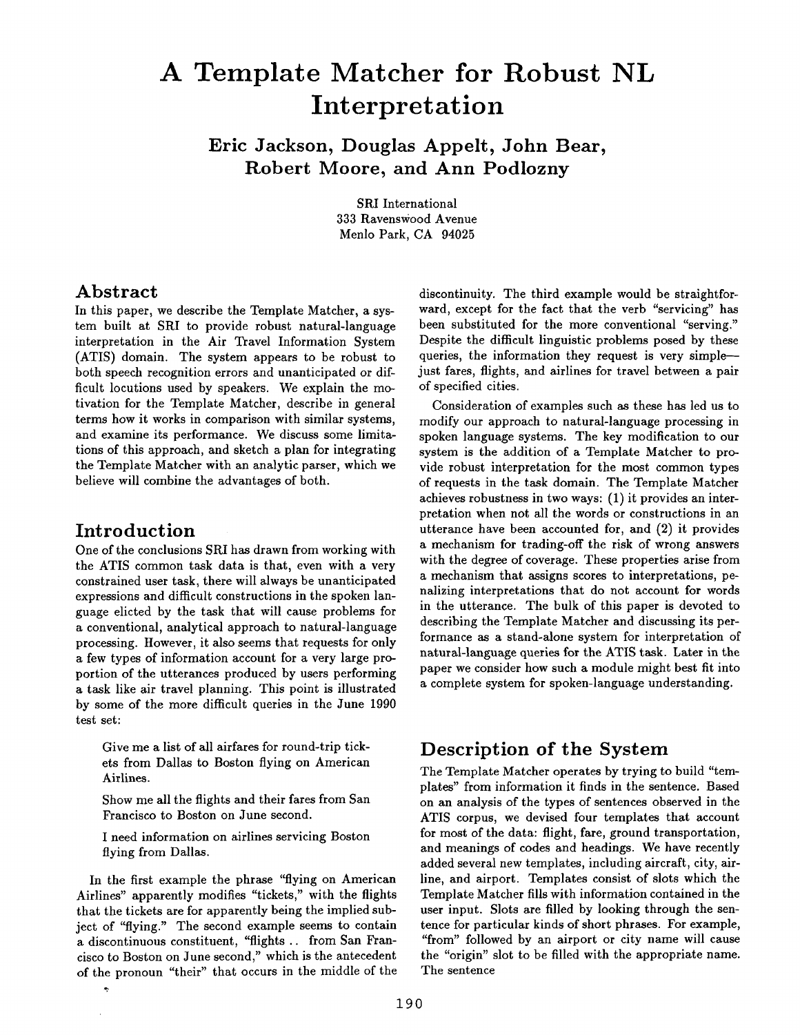# A Template Matcher for Robust NL Interpretation

**Eric Jackson, Douglas Appelt, John Bear, Robert Moore, and Ann Podlozny**

SRI International
333 Ravenswood Avenue
Menlo Park, CA 94025

## Abstract

In this paper, we describe the Template Matcher, a system built at SRI to provide robust natural-language interpretation in the Air Travel Information System (ATIS) domain. The system appears to be robust to both speech recognition errors and unanticipated or difficult locutions used by speakers. We explain the motivation for the Template Matcher, describe in general terms how it works in comparison with similar systems, and examine its performance. We discuss some limitations of this approach, and sketch a plan for integrating the Template Matcher with an analytic parser, which we believe will combine the advantages of both.

## Introduction

One of the conclusions SRI has drawn from working with the ATIS common task data is that, even with a very constrained user task, there will always be unanticipated expressions and difficult constructions in the spoken language elicted by the task that will cause problems for a conventional, analytical approach to natural-language processing. However, it also seems that requests for only a few types of information account for a very large proportion of the utterances produced by users performing a task like air travel planning. This point is illustrated by some of the more difficult queries in the June 1990 test set:

> Give me a list of all airfares for round-trip tickets from Dallas to Boston flying on American Airlines.
>
> Show me all the flights and their fares from San Francisco to Boston on June second.
>
> I need information on airlines servicing Boston flying from Dallas.

In the first example the phrase "flying on American Airlines" apparently modifies "tickets," with the flights that the tickets are for apparently being the implied subject of "flying." The second example seems to contain a discontinuous constituent, "flights .. from San Francisco to Boston on June second," which is the antecedent of the pronoun "their" that occurs in the middle of the discontinuity. The third example would be straightforward, except for the fact that the verb "servicing" has been substituted for the more conventional "serving." Despite the difficult linguistic problems posed by these queries, the information they request is very simple—just fares, flights, and airlines for travel between a pair of specified cities.

Consideration of examples such as these has led us to modify our approach to natural-language processing in spoken language systems. The key modification to our system is the addition of a Template Matcher to provide robust interpretation for the most common types of requests in the task domain. The Template Matcher achieves robustness in two ways: (1) it provides an interpretation when not all the words or constructions in an utterance have been accounted for, and (2) it provides a mechanism for trading-off the risk of wrong answers with the degree of coverage. These properties arise from a mechanism that assigns scores to interpretations, penalizing interpretations that do not account for words in the utterance. The bulk of this paper is devoted to describing the Template Matcher and discussing its performance as a stand-alone system for interpretation of natural-language queries for the ATIS task. Later in the paper we consider how such a module might best fit into a complete system for spoken-language understanding.

## Description of the System

The Template Matcher operates by trying to build "templates" from information it finds in the sentence. Based on an analysis of the types of sentences observed in the ATIS corpus, we devised four templates that account for most of the data: flight, fare, ground transportation, and meanings of codes and headings. We have recently added several new templates, including aircraft, city, airline, and airport. Templates consist of slots which the Template Matcher fills with information contained in the user input. Slots are filled by looking through the sentence for particular kinds of short phrases. For example, "from" followed by an airport or city name will cause the "origin" slot to be filled with the appropriate name. The sentence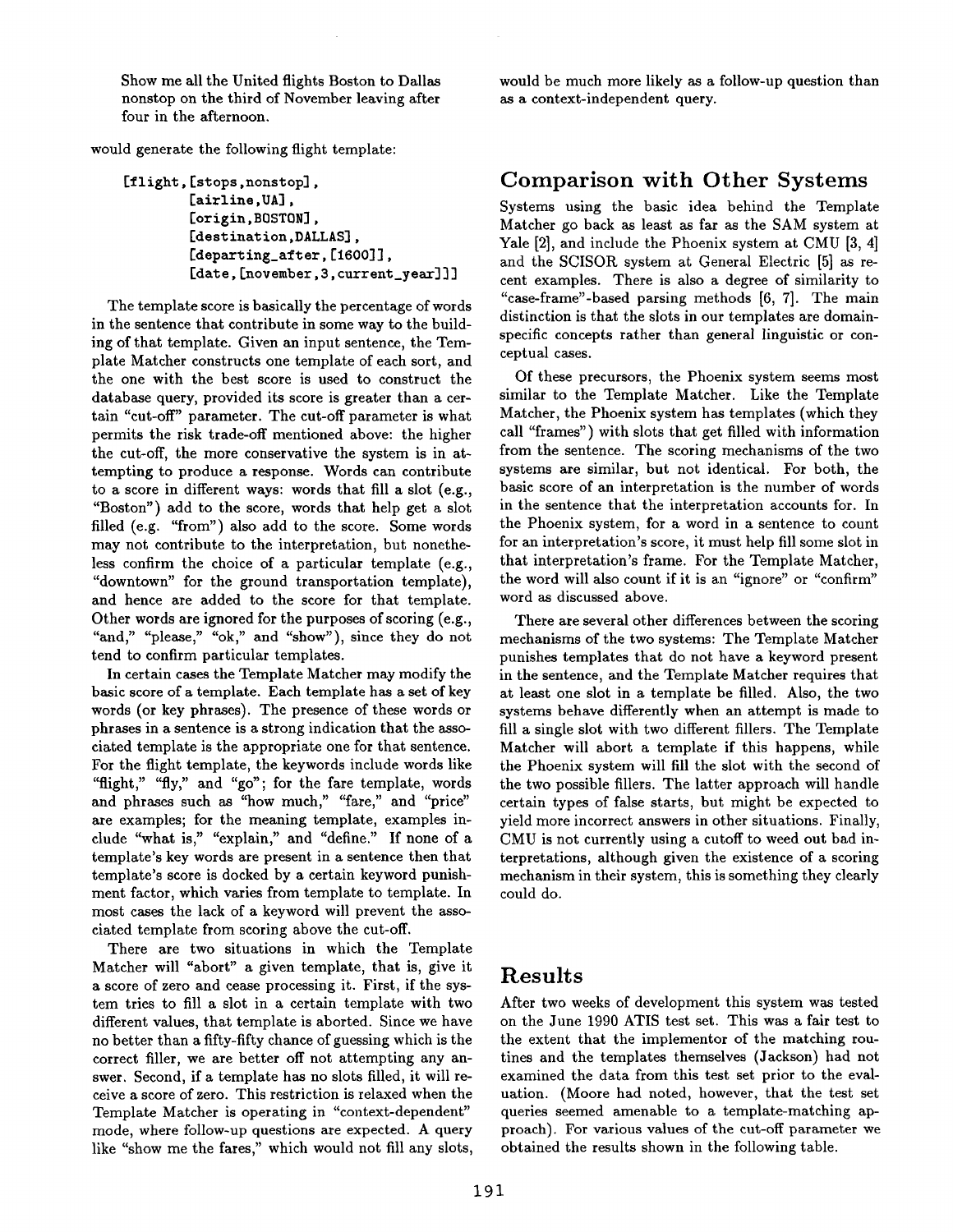Show me all the United flights Boston to Dallas nonstop on the third of November leaving after four in the afternoon.

would generate the following flight template:

```
[flight,[stops,nonstop],
        [airline,UA],
        [origin,BOSTON],
        [destination,DALLAS],
        [departing_after,[1600]],
        [date,[november,3,current_year]]]
```

The template score is basically the percentage of words in the sentence that contribute in some way to the building of that template. Given an input sentence, the Template Matcher constructs one template of each sort, and the one with the best score is used to construct the database query, provided its score is greater than a certain "cut-off" parameter. The cut-off parameter is what permits the risk trade-off mentioned above: the higher the cut-off, the more conservative the system is in attempting to produce a response. Words can contribute to a score in different ways: words that fill a slot (e.g., "Boston") add to the score, words that help get a slot filled (e.g. "from") also add to the score. Some words may not contribute to the interpretation, but nonetheless confirm the choice of a particular template (e.g., "downtown" for the ground transportation template), and hence are added to the score for that template. Other words are ignored for the purposes of scoring (e.g., "and," "please," "ok," and "show"), since they do not tend to confirm particular templates.

In certain cases the Template Matcher may modify the basic score of a template. Each template has a set of key words (or key phrases). The presence of these words or phrases in a sentence is a strong indication that the associated template is the appropriate one for that sentence. For the flight template, the keywords include words like "flight," "fly," and "go"; for the fare template, words and phrases such as "how much," "fare," and "price" are examples; for the meaning template, examples include "what is," "explain," and "define." If none of a template's key words are present in a sentence then that template's score is docked by a certain keyword punishment factor, which varies from template to template. In most cases the lack of a keyword will prevent the associated template from scoring above the cut-off.

There are two situations in which the Template Matcher will "abort" a given template, that is, give it a score of zero and cease processing it. First, if the system tries to fill a slot in a certain template with two different values, that template is aborted. Since we have no better than a fifty-fifty chance of guessing which is the correct filler, we are better off not attempting any answer. Second, if a template has no slots filled, it will receive a score of zero. This restriction is relaxed when the Template Matcher is operating in "context-dependent" mode, where follow-up questions are expected. A query like "show me the fares," which would not fill any slots, would be much more likely as a follow-up question than as a context-independent query.

## Comparison with Other Systems

Systems using the basic idea behind the Template Matcher go back as least as far as the SAM system at Yale [2], and include the Phoenix system at CMU [3, 4] and the SCISOR system at General Electric [5] as recent examples. There is also a degree of similarity to "case-frame"-based parsing methods [6, 7]. The main distinction is that the slots in our templates are domain-specific concepts rather than general linguistic or conceptual cases.

Of these precursors, the Phoenix system seems most similar to the Template Matcher. Like the Template Matcher, the Phoenix system has templates (which they call "frames") with slots that get filled with information from the sentence. The scoring mechanisms of the two systems are similar, but not identical. For both, the basic score of an interpretation is the number of words in the sentence that the interpretation accounts for. In the Phoenix system, for a word in a sentence to count for an interpretation's score, it must help fill some slot in that interpretation's frame. For the Template Matcher, the word will also count if it is an "ignore" or "confirm" word as discussed above.

There are several other differences between the scoring mechanisms of the two systems: The Template Matcher punishes templates that do not have a keyword present in the sentence, and the Template Matcher requires that at least one slot in a template be filled. Also, the two systems behave differently when an attempt is made to fill a single slot with two different fillers. The Template Matcher will abort a template if this happens, while the Phoenix system will fill the slot with the second of the two possible fillers. The latter approach will handle certain types of false starts, but might be expected to yield more incorrect answers in other situations. Finally, CMU is not currently using a cutoff to weed out bad interpretations, although given the existence of a scoring mechanism in their system, this is something they clearly could do.

## Results

After two weeks of development this system was tested on the June 1990 ATIS test set. This was a fair test to the extent that the implementor of the matching routines and the templates themselves (Jackson) had not examined the data from this test set prior to the evaluation. (Moore had noted, however, that the test set queries seemed amenable to a template-matching approach). For various values of the cut-off parameter we obtained the results shown in the following table.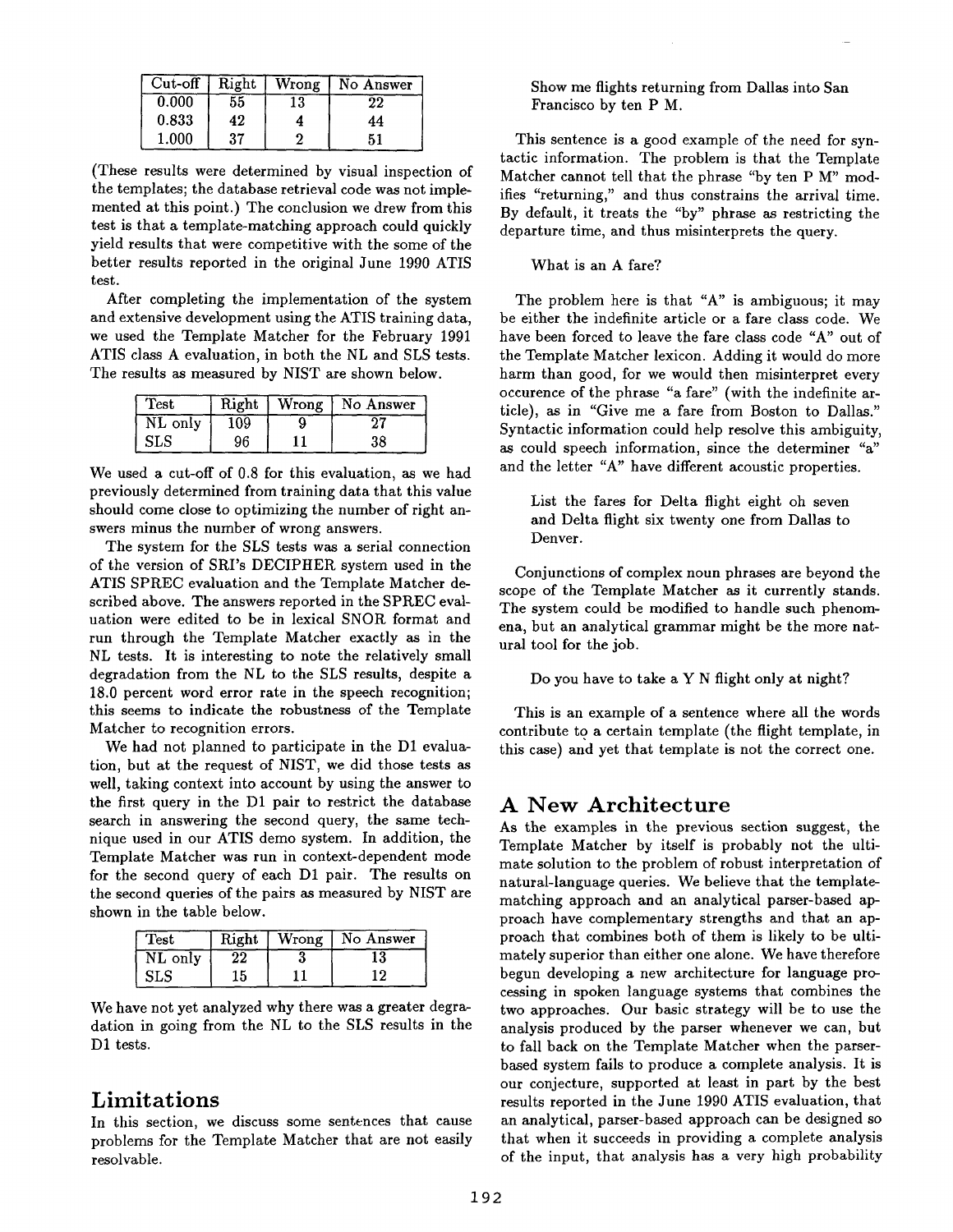| Cut-off | Right | Wrong | No Answer |
|---|---|---|---|
| 0.000 | 55 | 13 | 22 |
| 0.833 | 42 | 4 | 44 |
| 1.000 | 37 | 2 | 51 |

(These results were determined by visual inspection of the templates; the database retrieval code was not implemented at this point.) The conclusion we drew from this test is that a template-matching approach could quickly yield results that were competitive with the some of the better results reported in the original June 1990 ATIS test.

After completing the implementation of the system and extensive development using the ATIS training data, we used the Template Matcher for the February 1991 ATIS class A evaluation, in both the NL and SLS tests. The results as measured by NIST are shown below.

| Test | Right | Wrong | No Answer |
|---|---|---|---|
| NL only | 109 | 9 | 27 |
| SLS | 96 | 11 | 38 |

We used a cut-off of 0.8 for this evaluation, as we had previously determined from training data that this value should come close to optimizing the number of right answers minus the number of wrong answers.

The system for the SLS tests was a serial connection of the version of SRI's DECIPHER system used in the ATIS SPREC evaluation and the Template Matcher described above. The answers reported in the SPREC evaluation were edited to be in lexical SNOR format and run through the Template Matcher exactly as in the NL tests. It is interesting to note the relatively small degradation from the NL to the SLS results, despite a 18.0 percent word error rate in the speech recognition; this seems to indicate the robustness of the Template Matcher to recognition errors.

We had not planned to participate in the D1 evaluation, but at the request of NIST, we did those tests as well, taking context into account by using the answer to the first query in the D1 pair to restrict the database search in answering the second query, the same technique used in our ATIS demo system. In addition, the Template Matcher was run in context-dependent mode for the second query of each D1 pair. The results on the second queries of the pairs as measured by NIST are shown in the table below.

| Test | Right | Wrong | No Answer |
|---|---|---|---|
| NL only | 22 | 3 | 13 |
| SLS | 15 | 11 | 12 |

We have not yet analyzed why there was a greater degradation in going from the NL to the SLS results in the D1 tests.

## Limitations

In this section, we discuss some sentences that cause problems for the Template Matcher that are not easily resolvable.

> Show me flights returning from Dallas into San Francisco by ten P M.

This sentence is a good example of the need for syntactic information. The problem is that the Template Matcher cannot tell that the phrase "by ten P M" modifies "returning," and thus constrains the arrival time. By default, it treats the "by" phrase as restricting the departure time, and thus misinterprets the query.

> What is an A fare?

The problem here is that "A" is ambiguous; it may be either the indefinite article or a fare class code. We have been forced to leave the fare class code "A" out of the Template Matcher lexicon. Adding it would do more harm than good, for we would then misinterpret every occurence of the phrase "a fare" (with the indefinite article), as in "Give me a fare from Boston to Dallas." Syntactic information could help resolve this ambiguity, as could speech information, since the determiner "a" and the letter "A" have different acoustic properties.

> List the fares for Delta flight eight oh seven and Delta flight six twenty one from Dallas to Denver.

Conjunctions of complex noun phrases are beyond the scope of the Template Matcher as it currently stands. The system could be modified to handle such phenomena, but an analytical grammar might be the more natural tool for the job.

> Do you have to take a Y N flight only at night?

This is an example of a sentence where all the words contribute to a certain template (the flight template, in this case) and yet that template is not the correct one.

## A New Architecture

As the examples in the previous section suggest, the Template Matcher by itself is probably not the ultimate solution to the problem of robust interpretation of natural-language queries. We believe that the template-matching approach and an analytical parser-based approach have complementary strengths and that an approach that combines both of them is likely to be ultimately superior than either one alone. We have therefore begun developing a new architecture for language processing in spoken language systems that combines the two approaches. Our basic strategy will be to use the analysis produced by the parser whenever we can, but to fall back on the Template Matcher when the parser-based system fails to produce a complete analysis. It is our conjecture, supported at least in part by the best results reported in the June 1990 ATIS evaluation, that an analytical, parser-based approach can be designed so that when it succeeds in providing a complete analysis of the input, that analysis has a very high probability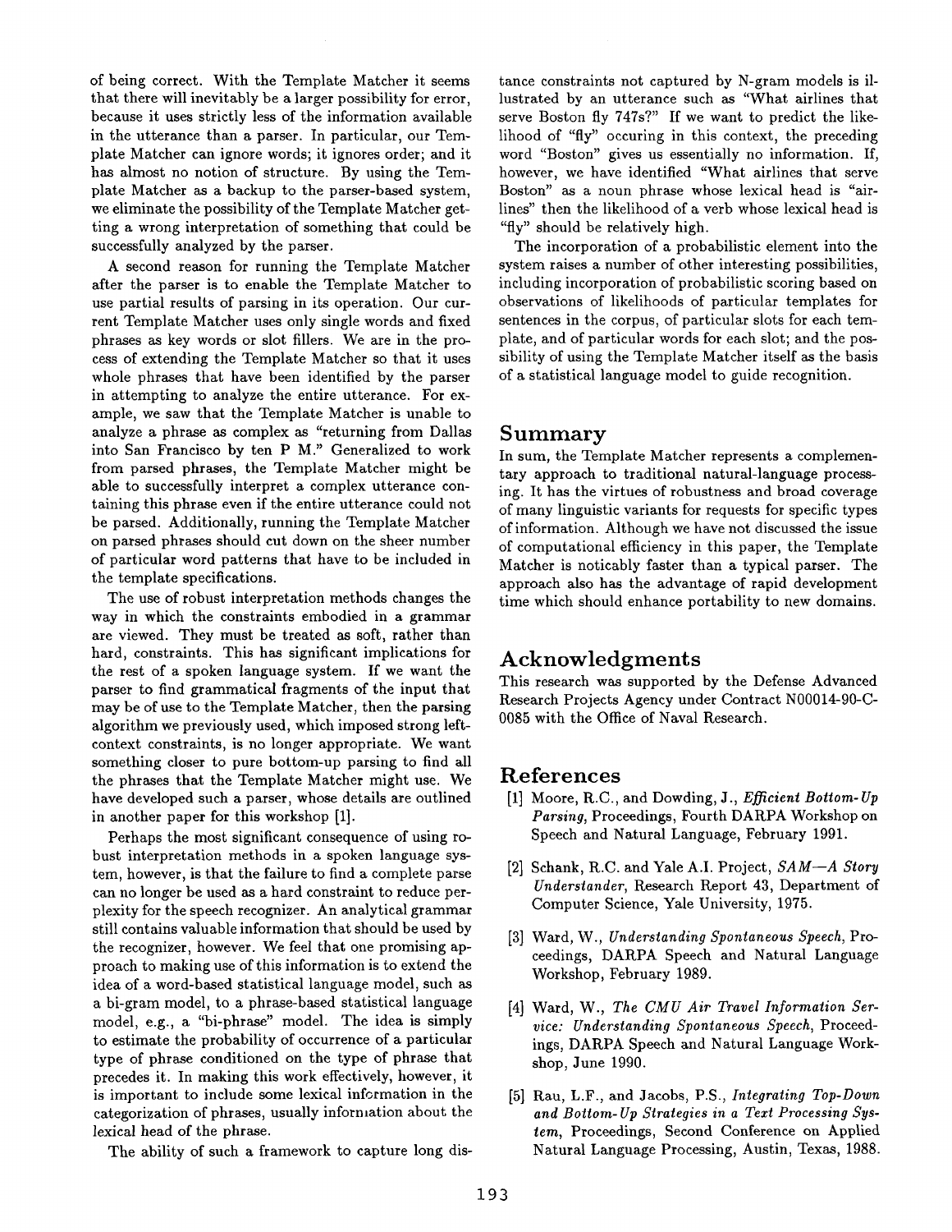of being correct. With the Template Matcher it seems that there will inevitably be a larger possibility for error, because it uses strictly less of the information available in the utterance than a parser. In particular, our Template Matcher can ignore words; it ignores order; and it has almost no notion of structure. By using the Template Matcher as a backup to the parser-based system, we eliminate the possibility of the Template Matcher getting a wrong interpretation of something that could be successfully analyzed by the parser.

A second reason for running the Template Matcher after the parser is to enable the Template Matcher to use partial results of parsing in its operation. Our current Template Matcher uses only single words and fixed phrases as key words or slot fillers. We are in the process of extending the Template Matcher so that it uses whole phrases that have been identified by the parser in attempting to analyze the entire utterance. For example, we saw that the Template Matcher is unable to analyze a phrase as complex as "returning from Dallas into San Francisco by ten P M." Generalized to work from parsed phrases, the Template Matcher might be able to successfully interpret a complex utterance containing this phrase even if the entire utterance could not be parsed. Additionally, running the Template Matcher on parsed phrases should cut down on the sheer number of particular word patterns that have to be included in the template specifications.

The use of robust interpretation methods changes the way in which the constraints embodied in a grammar are viewed. They must be treated as soft, rather than hard, constraints. This has significant implications for the rest of a spoken language system. If we want the parser to find grammatical fragments of the input that may be of use to the Template Matcher, then the parsing algorithm we previously used, which imposed strong left-context constraints, is no longer appropriate. We want something closer to pure bottom-up parsing to find all the phrases that the Template Matcher might use. We have developed such a parser, whose details are outlined in another paper for this workshop [1].

Perhaps the most significant consequence of using robust interpretation methods in a spoken language system, however, is that the failure to find a complete parse can no longer be used as a hard constraint to reduce perplexity for the speech recognizer. An analytical grammar still contains valuable information that should be used by the recognizer, however. We feel that one promising approach to making use of this information is to extend the idea of a word-based statistical language model, such as a bi-gram model, to a phrase-based statistical language model, e.g., a "bi-phrase" model. The idea is simply to estimate the probability of occurrence of a particular type of phrase conditioned on the type of phrase that precedes it. In making this work effectively, however, it is important to include some lexical information in the categorization of phrases, usually information about the lexical head of the phrase.

The ability of such a framework to capture long distance constraints not captured by N-gram models is illustrated by an utterance such as "What airlines that serve Boston fly 747s?" If we want to predict the likelihood of "fly" occuring in this context, the preceding word "Boston" gives us essentially no information. If, however, we have identified "What airlines that serve Boston" as a noun phrase whose lexical head is "airlines" then the likelihood of a verb whose lexical head is "fly" should be relatively high.

The incorporation of a probabilistic element into the system raises a number of other interesting possibilities, including incorporation of probabilistic scoring based on observations of likelihoods of particular templates for sentences in the corpus, of particular slots for each template, and of particular words for each slot; and the possibility of using the Template Matcher itself as the basis of a statistical language model to guide recognition.

## Summary

In sum, the Template Matcher represents a complementary approach to traditional natural-language processing. It has the virtues of robustness and broad coverage of many linguistic variants for requests for specific types of information. Although we have not discussed the issue of computational efficiency in this paper, the Template Matcher is noticably faster than a typical parser. The approach also has the advantage of rapid development time which should enhance portability to new domains.

## Acknowledgments

This research was supported by the Defense Advanced Research Projects Agency under Contract N00014-90-C-0085 with the Office of Naval Research.

## References

[1] Moore, R.C., and Dowding, J., *Efficient Bottom-Up Parsing*, Proceedings, Fourth DARPA Workshop on Speech and Natural Language, February 1991.

[2] Schank, R.C. and Yale A.I. Project, *SAM—A Story Understander*, Research Report 43, Department of Computer Science, Yale University, 1975.

[3] Ward, W., *Understanding Spontaneous Speech*, Proceedings, DARPA Speech and Natural Language Workshop, February 1989.

[4] Ward, W., *The CMU Air Travel Information Service: Understanding Spontaneous Speech*, Proceedings, DARPA Speech and Natural Language Workshop, June 1990.

[5] Rau, L.F., and Jacobs, P.S., *Integrating Top-Down and Bottom-Up Strategies in a Text Processing System*, Proceedings, Second Conference on Applied Natural Language Processing, Austin, Texas, 1988.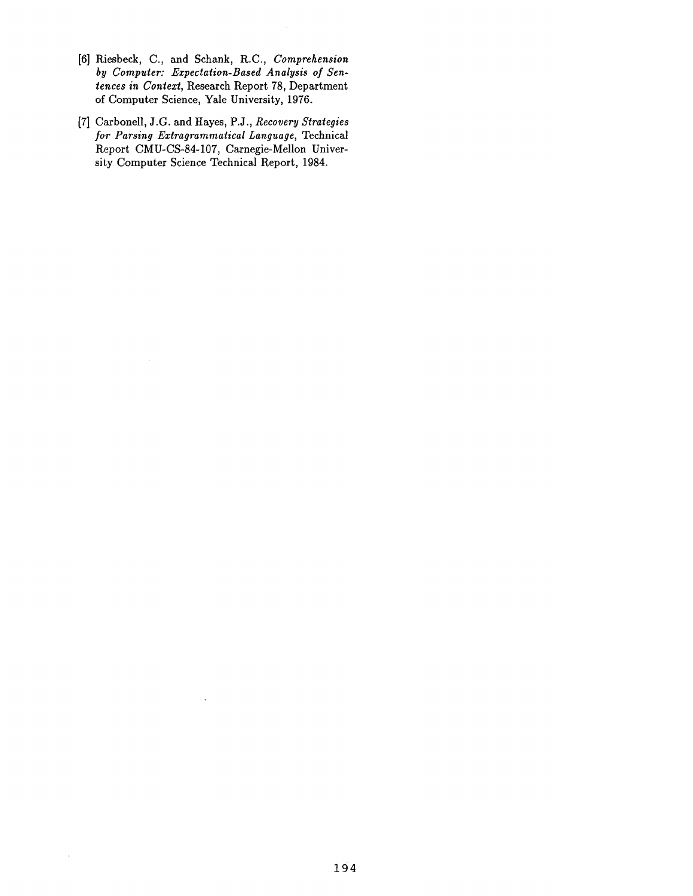[6] Riesbeck, C., and Schank, R.C., *Comprehension by Computer: Expectation-Based Analysis of Sentences in Context*, Research Report 78, Department of Computer Science, Yale University, 1976.

[7] Carbonell, J.G. and Hayes, P.J., *Recovery Strategies for Parsing Extragrammatical Language*, Technical Report CMU-CS-84-107, Carnegie-Mellon University Computer Science Technical Report, 1984.